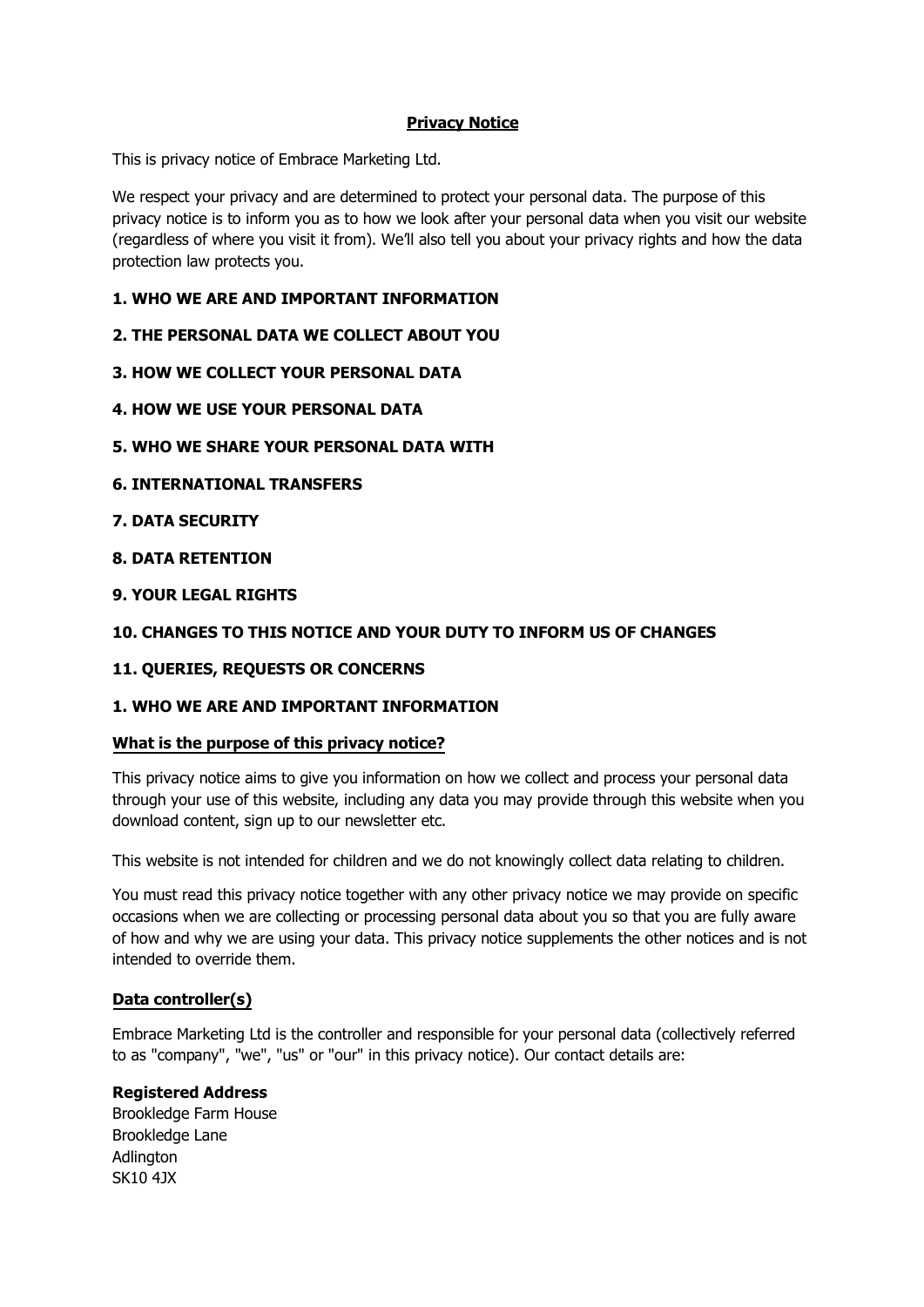# Privacy Notice

This is privacy notice of Embrace Marketing Ltd.

We respect your privacy and are determined to protect your personal data. The purpose of this privacy notice is to inform you as to how we look after your personal data when you visit our website (regardless of where you visit it from). We'll also tell you about your privacy rights and how the data protection law protects you.

**1. WHO WE ARE AND IMPORTANT INFORMATION**

**2. THE PERSONAL DATA WE COLLECT ABOUT YOU**

**3. HOW WE COLLECT YOUR PERSONAL DATA**

**4. HOW WE USE YOUR PERSONAL DATA**

**5. WHO WE SHARE YOUR PERSONAL DATA WITH**

**6. INTERNATIONAL TRANSFERS**

**7. DATA SECURITY**

**8. DATA RETENTION**

**9. YOUR LEGAL RIGHTS**

**10. CHANGES TO THIS NOTICE AND YOUR DUTY TO INFORM US OF CHANGES**

**11. QUERIES, REQUESTS OR CONCERNS**

## 1. WHO WE ARE AND IMPORTANT INFORMATION

### What is the purpose of this privacy notice?

This privacy notice aims to give you information on how we collect and process your personal data through your use of this website, including any data you may provide through this website when you download content, sign up to our newsletter etc.

This website is not intended for children and we do not knowingly collect data relating to children.

You must read this privacy notice together with any other privacy notice we may provide on specific occasions when we are collecting or processing personal data about you so that you are fully aware of how and why we are using your data. This privacy notice supplements the other notices and is not intended to override them.

### Data controller(s)

Embrace Marketing Ltd is the controller and responsible for your personal data (collectively referred to as "company", "we", "us" or "our" in this privacy notice). Our contact details are:

**Registered Address**
Brookledge Farm House
Brookledge Lane
Adlington
SK10 4JX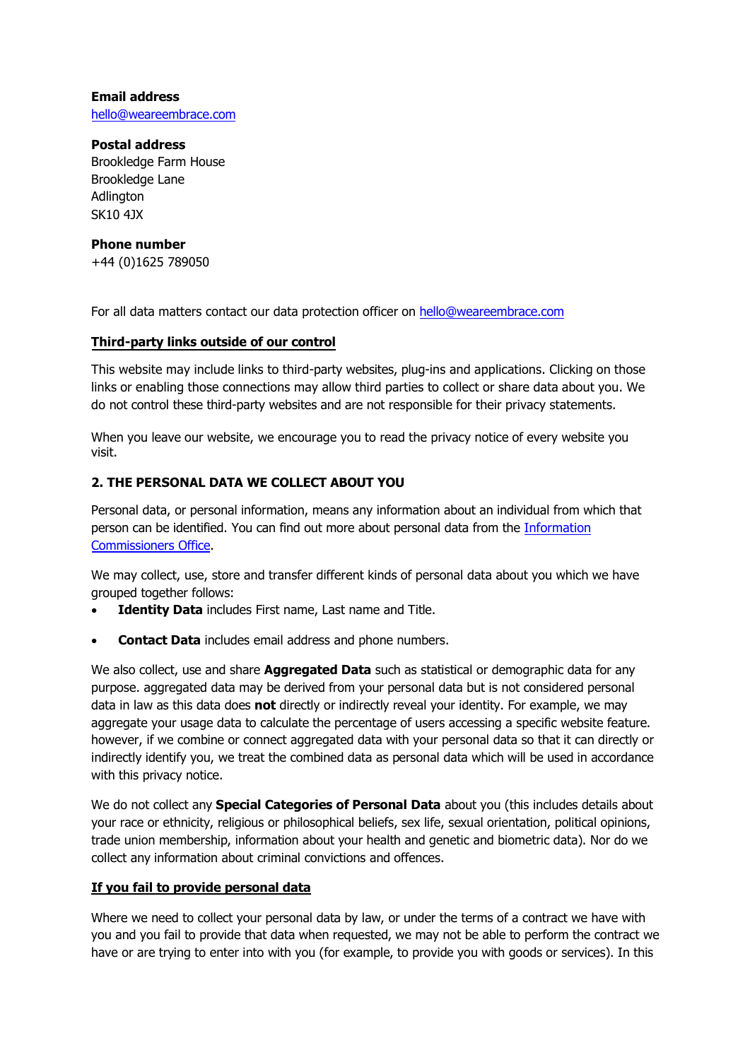**Email address**
[hello@weareembrace.com](mailto:hello@weareembrace.com)

**Postal address**
Brookledge Farm House
Brookledge Lane
Adlington
SK10 4JX

**Phone number**
+44 (0)1625 789050

For all data matters contact our data protection officer on [hello@weareembrace.com](mailto:hello@weareembrace.com)

**<u>Third-party links outside of our control</u>**

This website may include links to third-party websites, plug-ins and applications. Clicking on those links or enabling those connections may allow third parties to collect or share data about you. We do not control these third-party websites and are not responsible for their privacy statements.

When you leave our website, we encourage you to read the privacy notice of every website you visit.

### 2. THE PERSONAL DATA WE COLLECT ABOUT YOU

Personal data, or personal information, means any information about an individual from which that person can be identified. You can find out more about personal data from the Information Commissioners Office.

We may collect, use, store and transfer different kinds of personal data about you which we have grouped together follows:

- **Identity Data** includes First name, Last name and Title.
- **Contact Data** includes email address and phone numbers.

We also collect, use and share **Aggregated Data** such as statistical or demographic data for any purpose. aggregated data may be derived from your personal data but is not considered personal data in law as this data does **not** directly or indirectly reveal your identity. For example, we may aggregate your usage data to calculate the percentage of users accessing a specific website feature. however, if we combine or connect aggregated data with your personal data so that it can directly or indirectly identify you, we treat the combined data as personal data which will be used in accordance with this privacy notice.

We do not collect any **Special Categories of Personal Data** about you (this includes details about your race or ethnicity, religious or philosophical beliefs, sex life, sexual orientation, political opinions, trade union membership, information about your health and genetic and biometric data). Nor do we collect any information about criminal convictions and offences.

**<u>If you fail to provide personal data</u>**

Where we need to collect your personal data by law, or under the terms of a contract we have with you and you fail to provide that data when requested, we may not be able to perform the contract we have or are trying to enter into with you (for example, to provide you with goods or services). In this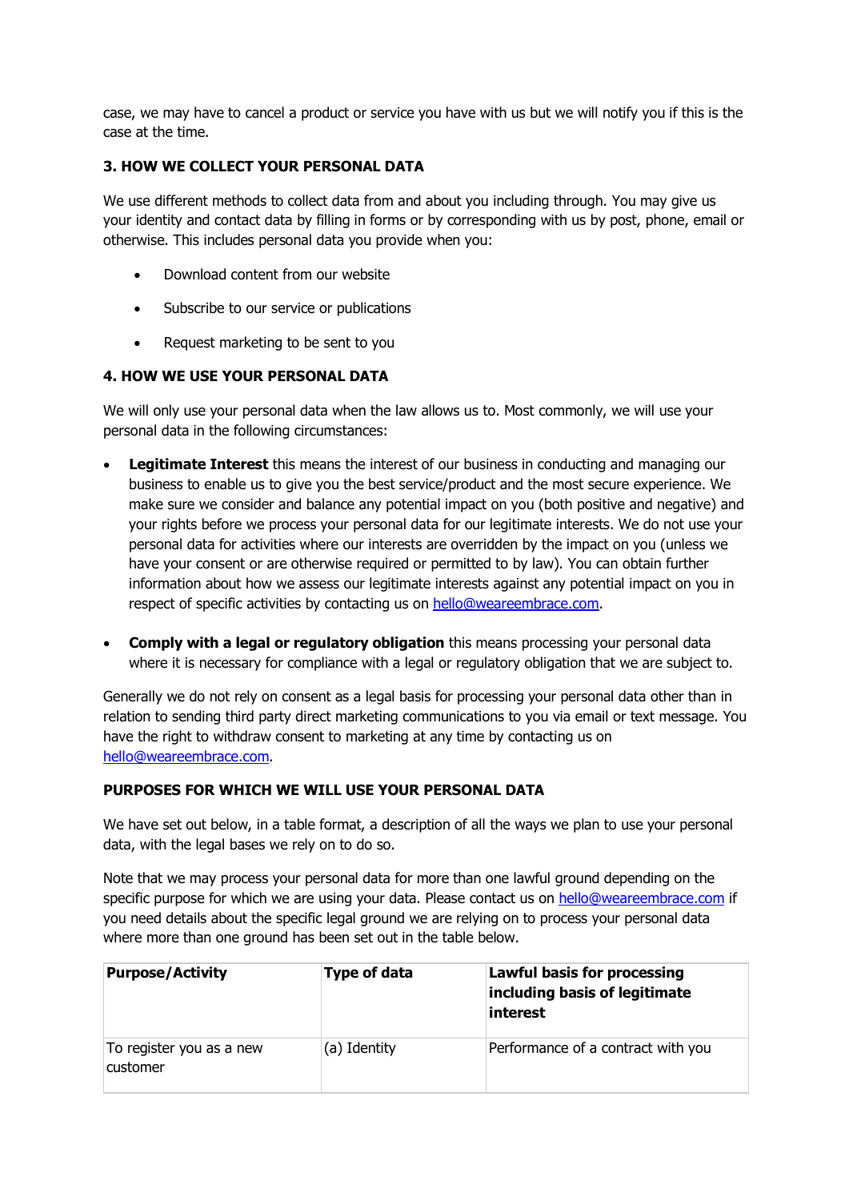case, we may have to cancel a product or service you have with us but we will notify you if this is the case at the time.

**3. HOW WE COLLECT YOUR PERSONAL DATA**

We use different methods to collect data from and about you including through. You may give us your identity and contact data by filling in forms or by corresponding with us by post, phone, email or otherwise. This includes personal data you provide when you:

- Download content from our website
- Subscribe to our service or publications
- Request marketing to be sent to you

**4. HOW WE USE YOUR PERSONAL DATA**

We will only use your personal data when the law allows us to. Most commonly, we will use your personal data in the following circumstances:

- **Legitimate Interest** this means the interest of our business in conducting and managing our business to enable us to give you the best service/product and the most secure experience. We make sure we consider and balance any potential impact on you (both positive and negative) and your rights before we process your personal data for our legitimate interests. We do not use your personal data for activities where our interests are overridden by the impact on you (unless we have your consent or are otherwise required or permitted to by law). You can obtain further information about how we assess our legitimate interests against any potential impact on you in respect of specific activities by contacting us on hello@weareembrace.com.

- **Comply with a legal or regulatory obligation** this means processing your personal data where it is necessary for compliance with a legal or regulatory obligation that we are subject to.

Generally we do not rely on consent as a legal basis for processing your personal data other than in relation to sending third party direct marketing communications to you via email or text message. You have the right to withdraw consent to marketing at any time by contacting us on hello@weareembrace.com.

**PURPOSES FOR WHICH WE WILL USE YOUR PERSONAL DATA**

We have set out below, in a table format, a description of all the ways we plan to use your personal data, with the legal bases we rely on to do so.

Note that we may process your personal data for more than one lawful ground depending on the specific purpose for which we are using your data. Please contact us on hello@weareembrace.com if you need details about the specific legal ground we are relying on to process your personal data where more than one ground has been set out in the table below.

| **Purpose/Activity** | **Type of data** | **Lawful basis for processing including basis of legitimate interest** |
|---|---|---|
| To register you as a new customer | (a) Identity | Performance of a contract with you |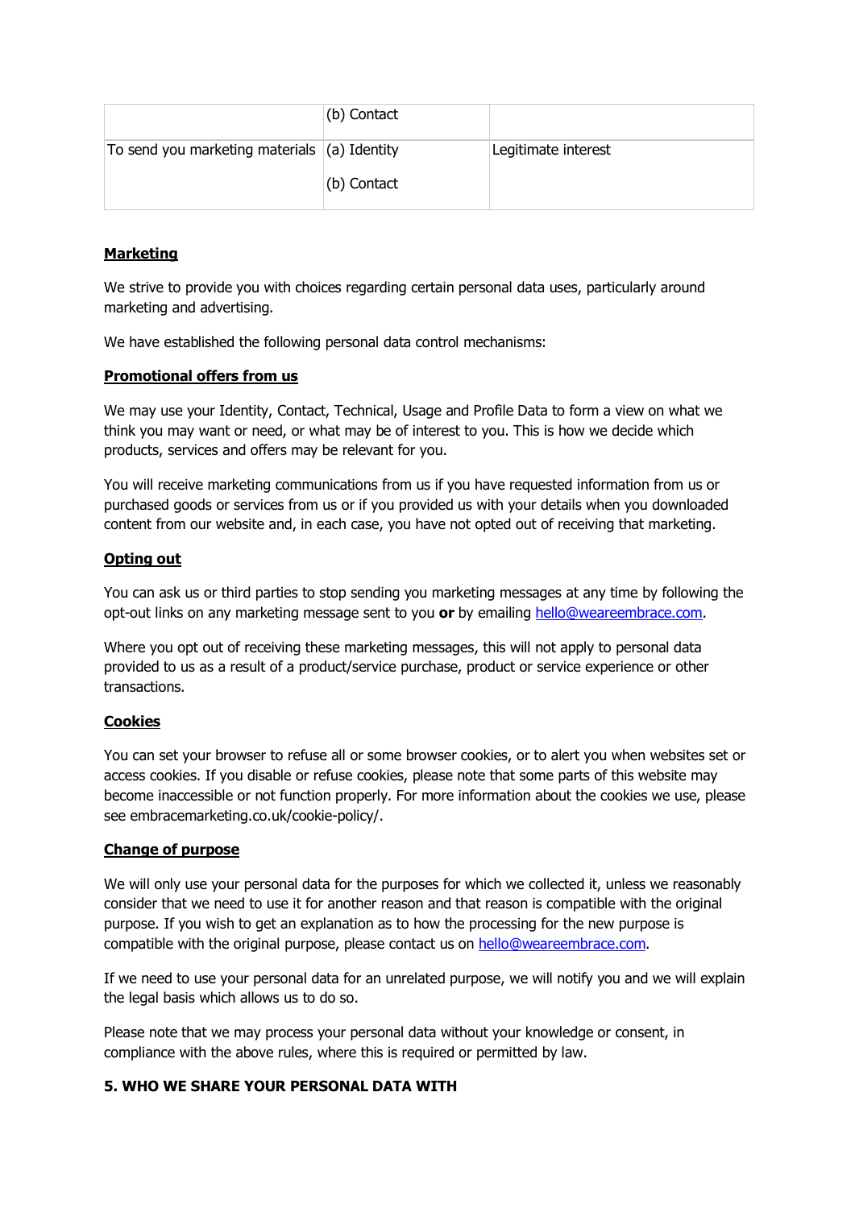| | | |
|---|---|---|
| | (b) Contact | |
| To send you marketing materials | (a) Identity<br><br>(b) Contact | Legitimate interest |

**Marketing**

We strive to provide you with choices regarding certain personal data uses, particularly around marketing and advertising.

We have established the following personal data control mechanisms:

**Promotional offers from us**

We may use your Identity, Contact, Technical, Usage and Profile Data to form a view on what we think you may want or need, or what may be of interest to you. This is how we decide which products, services and offers may be relevant for you.

You will receive marketing communications from us if you have requested information from us or purchased goods or services from us or if you provided us with your details when you downloaded content from our website and, in each case, you have not opted out of receiving that marketing.

**Opting out**

You can ask us or third parties to stop sending you marketing messages at any time by following the opt-out links on any marketing message sent to you **or** by emailing hello@weareembrace.com.

Where you opt out of receiving these marketing messages, this will not apply to personal data provided to us as a result of a product/service purchase, product or service experience or other transactions.

**Cookies**

You can set your browser to refuse all or some browser cookies, or to alert you when websites set or access cookies. If you disable or refuse cookies, please note that some parts of this website may become inaccessible or not function properly. For more information about the cookies we use, please see embracemarketing.co.uk/cookie-policy/.

**Change of purpose**

We will only use your personal data for the purposes for which we collected it, unless we reasonably consider that we need to use it for another reason and that reason is compatible with the original purpose. If you wish to get an explanation as to how the processing for the new purpose is compatible with the original purpose, please contact us on hello@weareembrace.com.

If we need to use your personal data for an unrelated purpose, we will notify you and we will explain the legal basis which allows us to do so.

Please note that we may process your personal data without your knowledge or consent, in compliance with the above rules, where this is required or permitted by law.

**5. WHO WE SHARE YOUR PERSONAL DATA WITH**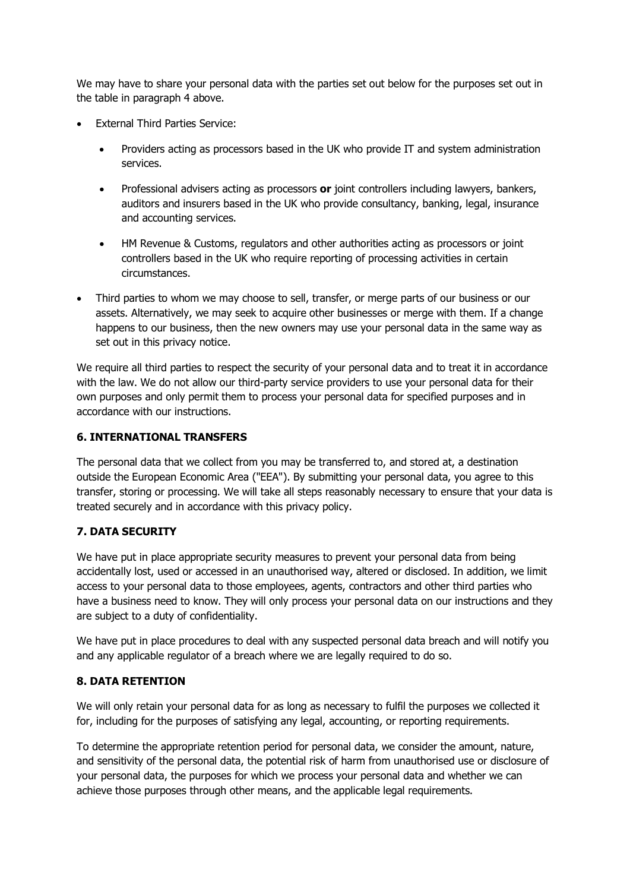We may have to share your personal data with the parties set out below for the purposes set out in the table in paragraph 4 above.

- External Third Parties Service:
    - Providers acting as processors based in the UK who provide IT and system administration services.
    - Professional advisers acting as processors **or** joint controllers including lawyers, bankers, auditors and insurers based in the UK who provide consultancy, banking, legal, insurance and accounting services.
    - HM Revenue & Customs, regulators and other authorities acting as processors or joint controllers based in the UK who require reporting of processing activities in certain circumstances.
- Third parties to whom we may choose to sell, transfer, or merge parts of our business or our assets. Alternatively, we may seek to acquire other businesses or merge with them. If a change happens to our business, then the new owners may use your personal data in the same way as set out in this privacy notice.

We require all third parties to respect the security of your personal data and to treat it in accordance with the law. We do not allow our third-party service providers to use your personal data for their own purposes and only permit them to process your personal data for specified purposes and in accordance with our instructions.

### 6. INTERNATIONAL TRANSFERS

The personal data that we collect from you may be transferred to, and stored at, a destination outside the European Economic Area ("EEA"). By submitting your personal data, you agree to this transfer, storing or processing. We will take all steps reasonably necessary to ensure that your data is treated securely and in accordance with this privacy policy.

### 7. DATA SECURITY

We have put in place appropriate security measures to prevent your personal data from being accidentally lost, used or accessed in an unauthorised way, altered or disclosed. In addition, we limit access to your personal data to those employees, agents, contractors and other third parties who have a business need to know. They will only process your personal data on our instructions and they are subject to a duty of confidentiality.

We have put in place procedures to deal with any suspected personal data breach and will notify you and any applicable regulator of a breach where we are legally required to do so.

### 8. DATA RETENTION

We will only retain your personal data for as long as necessary to fulfil the purposes we collected it for, including for the purposes of satisfying any legal, accounting, or reporting requirements.

To determine the appropriate retention period for personal data, we consider the amount, nature, and sensitivity of the personal data, the potential risk of harm from unauthorised use or disclosure of your personal data, the purposes for which we process your personal data and whether we can achieve those purposes through other means, and the applicable legal requirements.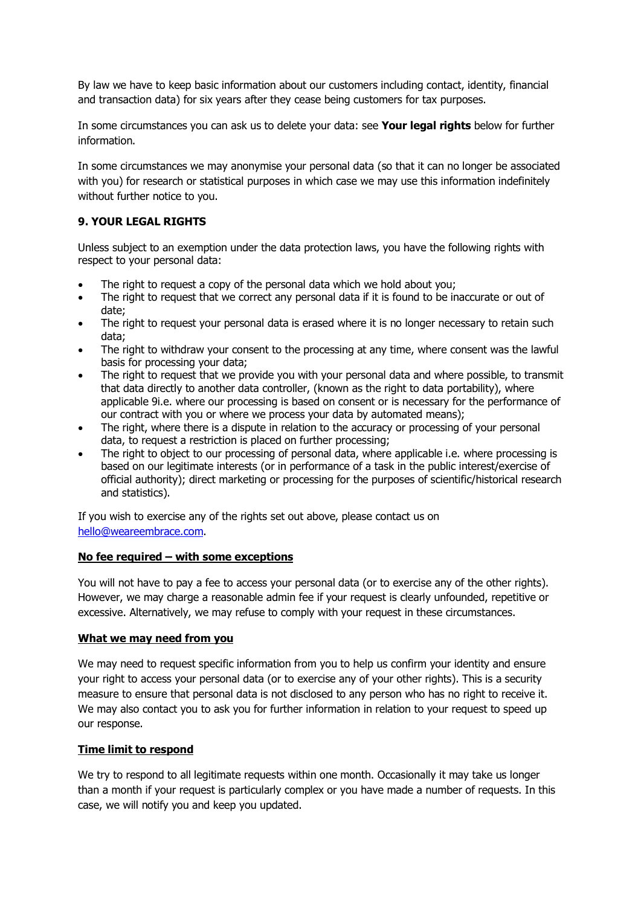By law we have to keep basic information about our customers including contact, identity, financial and transaction data) for six years after they cease being customers for tax purposes.

In some circumstances you can ask us to delete your data: see **Your legal rights** below for further information.

In some circumstances we may anonymise your personal data (so that it can no longer be associated with you) for research or statistical purposes in which case we may use this information indefinitely without further notice to you.

### 9. YOUR LEGAL RIGHTS

Unless subject to an exemption under the data protection laws, you have the following rights with respect to your personal data:

- The right to request a copy of the personal data which we hold about you;
- The right to request that we correct any personal data if it is found to be inaccurate or out of date;
- The right to request your personal data is erased where it is no longer necessary to retain such data;
- The right to withdraw your consent to the processing at any time, where consent was the lawful basis for processing your data;
- The right to request that we provide you with your personal data and where possible, to transmit that data directly to another data controller, (known as the right to data portability), where applicable 9i.e. where our processing is based on consent or is necessary for the performance of our contract with you or where we process your data by automated means);
- The right, where there is a dispute in relation to the accuracy or processing of your personal data, to request a restriction is placed on further processing;
- The right to object to our processing of personal data, where applicable i.e. where processing is based on our legitimate interests (or in performance of a task in the public interest/exercise of official authority); direct marketing or processing for the purposes of scientific/historical research and statistics).

If you wish to exercise any of the rights set out above, please contact us on hello@weareembrace.com.

**No fee required – with some exceptions**

You will not have to pay a fee to access your personal data (or to exercise any of the other rights). However, we may charge a reasonable admin fee if your request is clearly unfounded, repetitive or excessive. Alternatively, we may refuse to comply with your request in these circumstances.

**What we may need from you**

We may need to request specific information from you to help us confirm your identity and ensure your right to access your personal data (or to exercise any of your other rights). This is a security measure to ensure that personal data is not disclosed to any person who has no right to receive it. We may also contact you to ask you for further information in relation to your request to speed up our response.

**Time limit to respond**

We try to respond to all legitimate requests within one month. Occasionally it may take us longer than a month if your request is particularly complex or you have made a number of requests. In this case, we will notify you and keep you updated.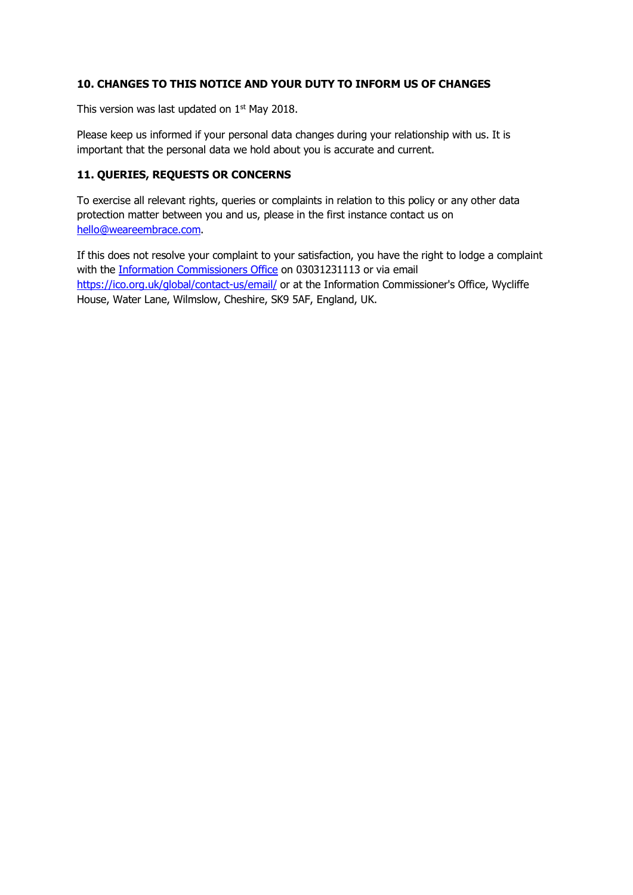### 10. CHANGES TO THIS NOTICE AND YOUR DUTY TO INFORM US OF CHANGES

This version was last updated on 1st May 2018.

Please keep us informed if your personal data changes during your relationship with us. It is important that the personal data we hold about you is accurate and current.

### 11. QUERIES, REQUESTS OR CONCERNS

To exercise all relevant rights, queries or complaints in relation to this policy or any other data protection matter between you and us, please in the first instance contact us on hello@weareembrace.com.

If this does not resolve your complaint to your satisfaction, you have the right to lodge a complaint with the Information Commissioners Office on 03031231113 or via email https://ico.org.uk/global/contact-us/email/ or at the Information Commissioner's Office, Wycliffe House, Water Lane, Wilmslow, Cheshire, SK9 5AF, England, UK.